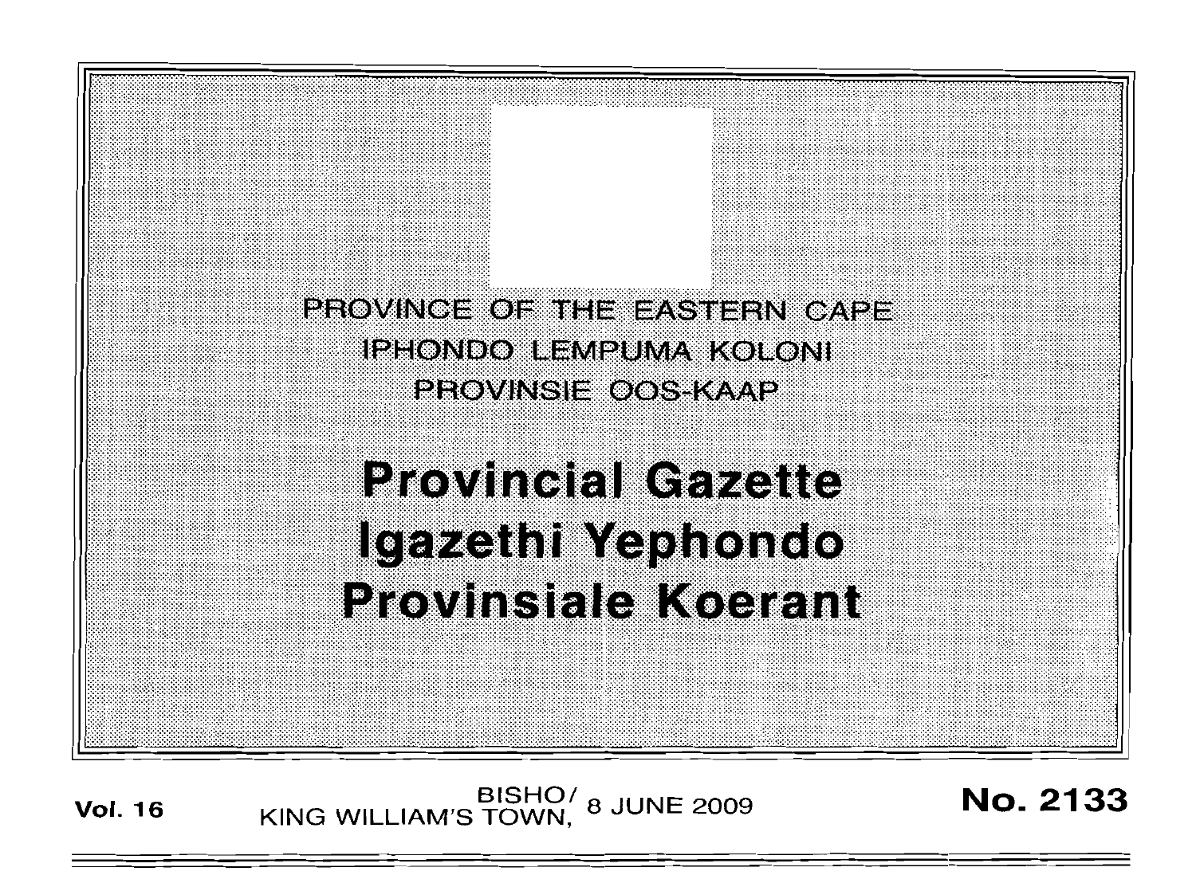PROVINCE OF THE EASTERN CAPE

IPHONDO LEMPUMA KOLONI

PROVINSIE OOS-KAAP

# Provincial Gazette
# Igazethi Yephondo
# Provinsiale Koerant

**Vol. 16** BISHO/ KING WILLIAM'S TOWN, 8 JUNE 2009 **No. 2133**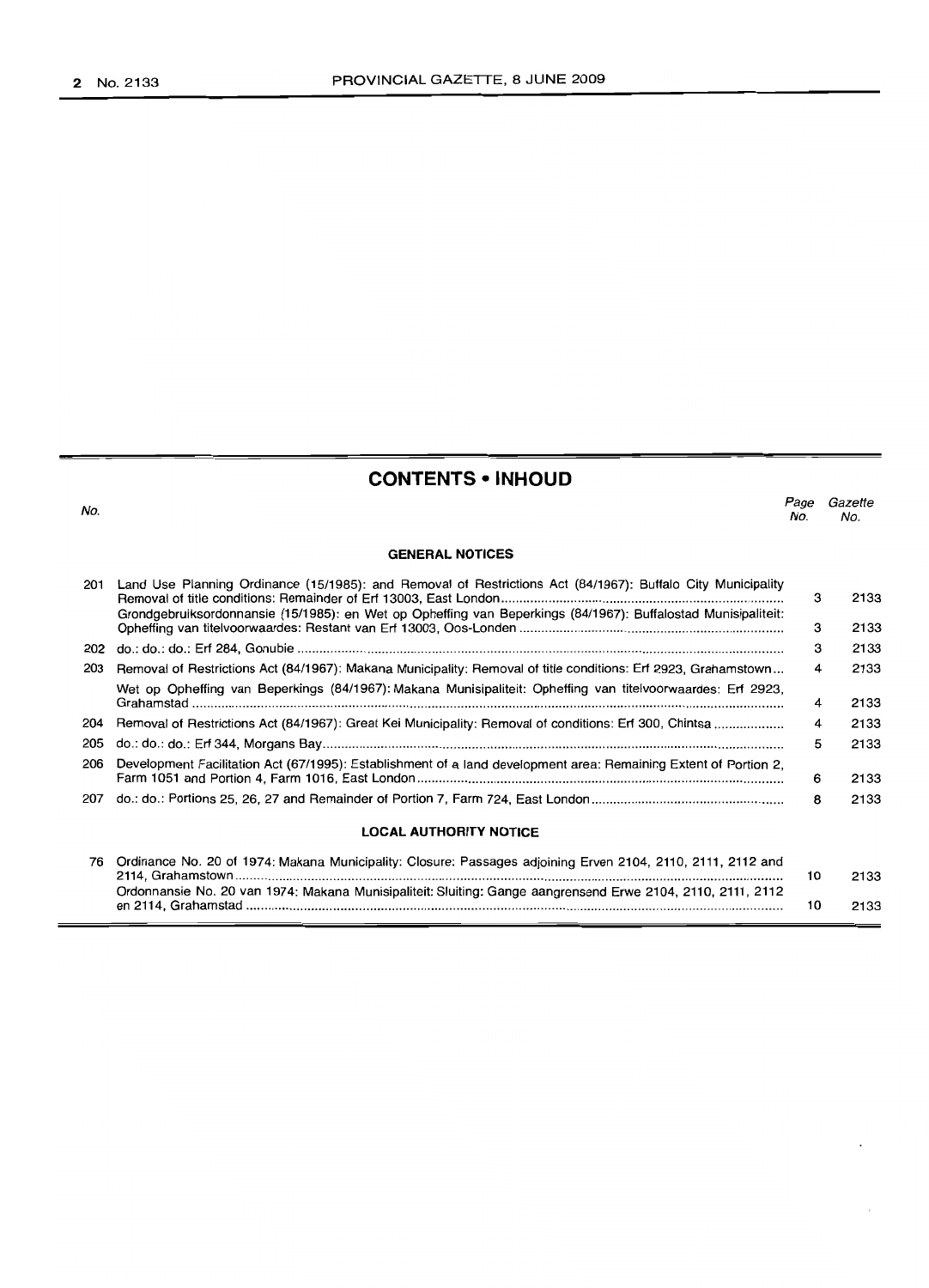## CONTENTS • INHOUD

| No. | | Page No. | Gazette No. |
|---|---|---|---|
| | **GENERAL NOTICES** | | |
| 201 | Land Use Planning Ordinance (15/1985): and Removal of Restrictions Act (84/1967): Buffalo City Municipality Removal of title conditions: Remainder of Erf 13003, East London | 3 | 2133 |
| | Grondgebruiksordonnansie (15/1985): en Wet op Opheffing van Beperkings (84/1967): Buffalostad Munisipaliteit: Opheffing van titelvoorwaardes: Restant van Erf 13003, Oos-Londen | 3 | 2133 |
| 202 | do.: do.: do.: Erf 284, Gonubie | 3 | 2133 |
| 203 | Removal of Restrictions Act (84/1967): Makana Municipality: Removal of title conditions: Erf 2923, Grahamstown | 4 | 2133 |
| | Wet op Opheffing van Beperkings (84/1967): Makana Munisipaliteit: Opheffing van titelvoorwaardes: Erf 2923, Grahamstad | 4 | 2133 |
| 204 | Removal of Restrictions Act (84/1967): Great Kei Municipality: Removal of conditions: Erf 300, Chintsa | 4 | 2133 |
| 205 | do.: do.: do.: Erf 344, Morgans Bay | 5 | 2133 |
| 206 | Development Facilitation Act (67/1995): Establishment of a land development area: Remaining Extent of Portion 2, Farm 1051 and Portion 4, Farm 1016, East London | 6 | 2133 |
| 207 | do.: do.: Portions 25, 26, 27 and Remainder of Portion 7, Farm 724, East London | 8 | 2133 |
| | **LOCAL AUTHORITY NOTICE** | | |
| 76 | Ordinance No. 20 of 1974: Makana Municipality: Closure: Passages adjoining Erven 2104, 2110, 2111, 2112 and 2114, Grahamstown | 10 | 2133 |
| | Ordonnansie No. 20 van 1974: Makana Munisipaliteit: Sluiting: Gange aangrensend Erwe 2104, 2110, 2111, 2112 en 2114, Grahamstad | 10 | 2133 |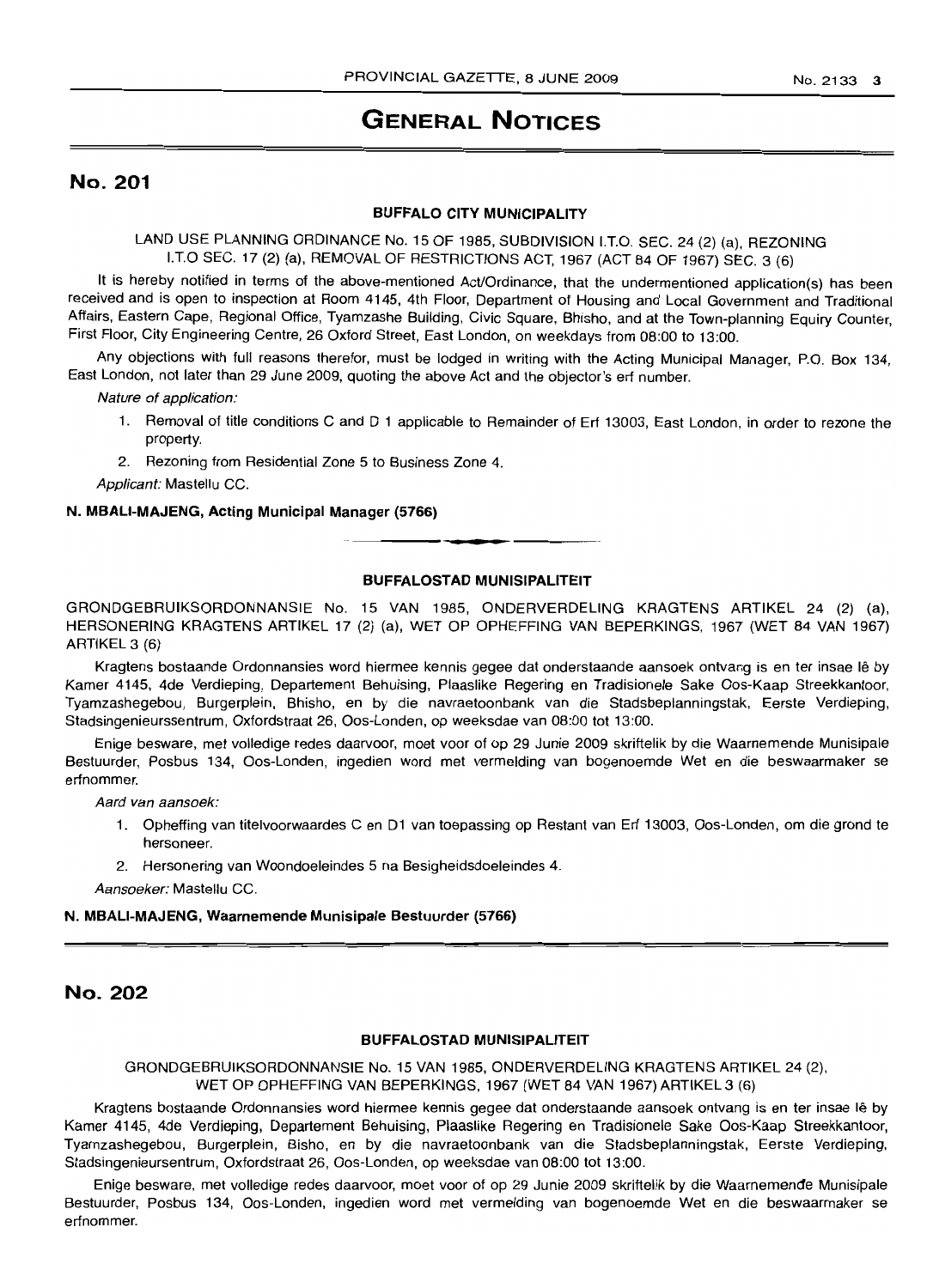# GENERAL NOTICES

## No. 201

**BUFFALO CITY MUNICIPALITY**

LAND USE PLANNING ORDINANCE No. 15 OF 1985, SUBDIVISION I.T.O. SEC. 24 (2) (a), REZONING I.T.O SEC. 17 (2) (a), REMOVAL OF RESTRICTIONS ACT, 1967 (ACT 84 OF 1967) SEC. 3 (6)

It is hereby notified in terms of the above-mentioned Act/Ordinance, that the undermentioned application(s) has been received and is open to inspection at Room 4145, 4th Floor, Department of Housing and Local Government and Traditional Affairs, Eastern Cape, Regional Office, Tyamzashe Building, Civic Square, Bhisho, and at the Town-planning Equiry Counter, First Floor, City Engineering Centre, 26 Oxford Street, East London, on weekdays from 08:00 to 13:00.

Any objections with full reasons therefor, must be lodged in writing with the Acting Municipal Manager, P.O. Box 134, East London, not later than 29 June 2009, quoting the above Act and the objector's erf number.

*Nature of application:*

1. Removal of title conditions C and D 1 applicable to Remainder of Erf 13003, East London, in order to rezone the property.
2. Rezoning from Residential Zone 5 to Business Zone 4.

*Applicant:* Mastellu CC.

**N. MBALI-MAJENG, Acting Municipal Manager (5766)**

---

**BUFFALOSTAD MUNISIPALITEIT**

GRONDGEBRUIKSORDONNANSIE No. 15 VAN 1985, ONDERVERDELING KRAGTENS ARTIKEL 24 (2) (a), HERSONERING KRAGTENS ARTIKEL 17 (2) (a), WET OP OPHEFFING VAN BEPERKINGS, 1967 (WET 84 VAN 1967) ARTIKEL 3 (6)

Kragtens bostaande Ordonnansies word hiermee kennis gegee dat onderstaande aansoek ontvang is en ter insae lê by Kamer 4145, 4de Verdieping, Departement Behuising, Plaaslike Regering en Tradisionele Sake Oos-Kaap Streekkantoor, Tyamzashegebou, Burgerplein, Bhisho, en by die navraetoonbank van die Stadsbeplanningstak, Eerste Verdieping, Stadsingenieurssentrum, Oxfordstraat 26, Oos-Londen, op weeksdae van 08:00 tot 13:00.

Enige besware, met volledige redes daarvoor, moet voor of op 29 Junie 2009 skriftelik by die Waarnemende Munisipale Bestuurder, Posbus 134, Oos-Londen, ingedien word met vermelding van bogenoemde Wet en die beswaarmaker se erfnommer.

*Aard van aansoek:*

1. Opheffing van titelvoorwaardes C en D1 van toepassing op Restant van Erf 13003, Oos-Londen, om die grond te hersoneer.
2. Hersonering van Woondoeleindes 5 na Besigheidsdoeleindes 4.

*Aansoeker:* Mastellu CC.

**N. MBALI-MAJENG, Waarnemende Munisipale Bestuurder (5766)**

## No. 202

**BUFFALOSTAD MUNISIPALITEIT**

GRONDGEBRUIKSORDONNANSIE No. 15 VAN 1985, ONDERVERDELING KRAGTENS ARTIKEL 24 (2), WET OP OPHEFFING VAN BEPERKINGS, 1967 (WET 84 VAN 1967) ARTIKEL 3 (6)

Kragtens bostaande Ordonnansies word hiermee kennis gegee dat onderstaande aansoek ontvang is en ter insae lê by Kamer 4145, 4de Verdieping, Departement Behuising, Plaaslike Regering en Tradisionele Sake Oos-Kaap Streekkantoor, Tyamzashegebou, Burgerplein, Bisho, en by die navraetoonbank van die Stadsbeplanningstak, Eerste Verdieping, Stadsingenieursentrum, Oxfordstraat 26, Oos-Londen, op weeksdae van 08:00 tot 13:00.

Enige besware, met volledige redes daarvoor, moet voor of op 29 Junie 2009 skriftelik by die Waarnemende Munisipale Bestuurder, Posbus 134, Oos-Londen, ingedien word met vermelding van bogenoemde Wet en die beswaarmaker se erfnommer.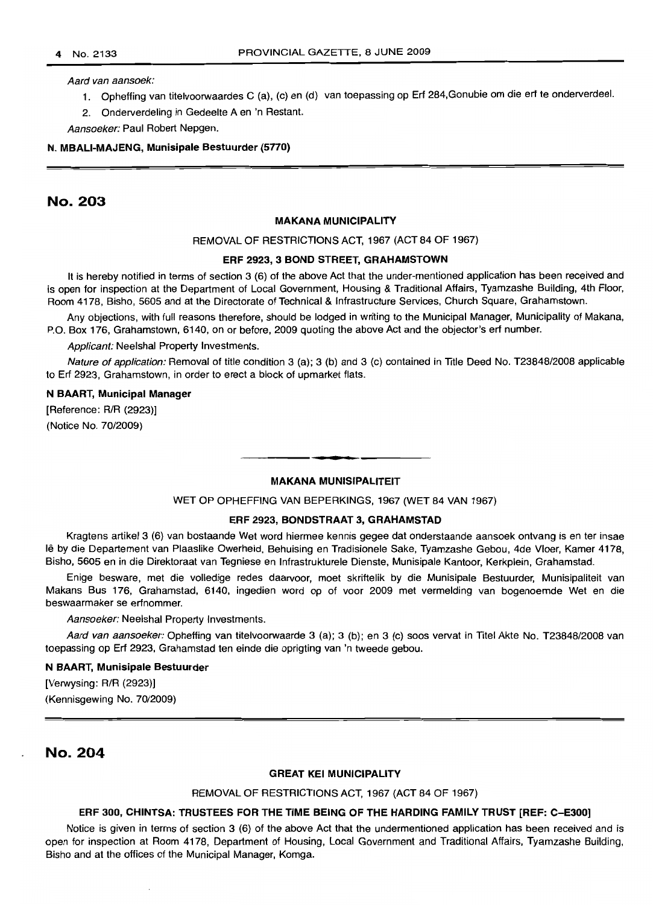*Aard van aansoek:*

1. Opheffing van titelvoorwaardes C (a), (c) en (d) van toepassing op Erf 284,Gonubie om die erf te onderverdeel.
2. Onderverdeling in Gedeelte A en 'n Restant.

*Aansoeker:* Paul Robert Nepgen.

**N. MBALI-MAJENG, Munisipale Bestuurder (5770)**

## No. 203

### MAKANA MUNICIPALITY

REMOVAL OF RESTRICTIONS ACT, 1967 (ACT 84 OF 1967)

**ERF 2923, 3 BOND STREET, GRAHAMSTOWN**

It is hereby notified in terms of section 3 (6) of the above Act that the under-mentioned application has been received and is open for inspection at the Department of Local Government, Housing & Traditional Affairs, Tyamzashe Building, 4th Floor, Room 4178, Bisho, 5605 and at the Directorate of Technical & Infrastructure Services, Church Square, Grahamstown.

Any objections, with full reasons therefore, should be lodged in writing to the Municipal Manager, Municipality of Makana, P.O. Box 176, Grahamstown, 6140, on or before, 2009 quoting the above Act and the objector's erf number.

*Applicant:* Neelshal Property Investments.

*Nature of application:* Removal of title condition 3 (a); 3 (b) and 3 (c) contained in Title Deed No. T23848/2008 applicable to Erf 2923, Grahamstown, in order to erect a block of upmarket flats.

**N BAART, Municipal Manager**

[Reference: R/R (2923)]

(Notice No. 70/2009)

### MAKANA MUNISIPALITEIT

WET OP OPHEFFING VAN BEPERKINGS, 1967 (WET 84 VAN 1967)

**ERF 2923, BONDSTRAAT 3, GRAHAMSTAD**

Kragtens artikel 3 (6) van bostaande Wet word hiermee kennis gegee dat onderstaande aansoek ontvang is en ter insae lê by die Departement van Plaaslike Owerheid, Behuising en Tradisionele Sake, Tyamzashe Gebou, 4de Vloer, Kamer 4178, Bisho, 5605 en in die Direktoraat van Tegniese en Infrastrukturele Dienste, Munisipale Kantoor, Kerkplein, Grahamstad.

Enige besware, met die volledige redes daarvoor, moet skriftelik by die Munisipale Bestuurder, Munisipaliteit van Makans Bus 176, Grahamstad, 6140, ingedien word op of voor 2009 met vermelding van bogenoemde Wet en die beswaarmaker se erfnommer.

*Aansoeker:* Neelshal Property Investments.

*Aard van aansoeker:* Opheffing van titelvoorwaarde 3 (a); 3 (b); en 3 (c) soos vervat in Titel Akte No. T23848/2008 van toepassing op Erf 2923, Grahamstad ten einde die oprigting van 'n tweede gebou.

**N BAART, Munisipale Bestuurder**

[Verwysing: R/R (2923)]

(Kennisgewing No. 70/2009)

## No. 204

### GREAT KEI MUNICIPALITY

REMOVAL OF RESTRICTIONS ACT, 1967 (ACT 84 OF 1967)

**ERF 300, CHINTSA: TRUSTEES FOR THE TIME BEING OF THE HARDING FAMILY TRUST [REF: C-E300]**

Notice is given in terms of section 3 (6) of the above Act that the undermentioned application has been received and is open for inspection at Room 4178, Department of Housing, Local Government and Traditional Affairs, Tyamzashe Building, Bisho and at the offices of the Municipal Manager, Komga.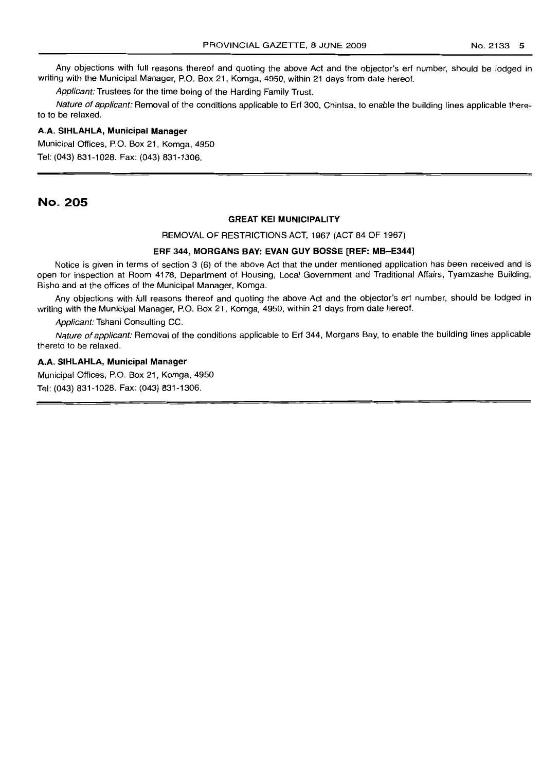Any objections with full reasons thereof and quoting the above Act and the objector's erf number, should be lodged in writing with the Municipal Manager, P.O. Box 21, Komga, 4950, within 21 days from date hereof.

*Applicant:* Trustees for the time being of the Harding Family Trust.

*Nature of applicant:* Removal of the conditions applicable to Erf 300, Chintsa, to enable the building lines applicable thereto to be relaxed.

**A.A. SIHLAHLA, Municipal Manager**

Municipal Offices, P.O. Box 21, Komga, 4950

Tel: (043) 831-1028. Fax: (043) 831-1306.

## No. 205

**GREAT KEI MUNICIPALITY**

REMOVAL OF RESTRICTIONS ACT, 1967 (ACT 84 OF 1967)

**ERF 344, MORGANS BAY: EVAN GUY BOSSE [REF: MB-E344]**

Notice is given in terms of section 3 (6) of the above Act that the under mentioned application has been received and is open for inspection at Room 4178, Department of Housing, Local Government and Traditional Affairs, Tyamzashe Building, Bisho and at the offices of the Municipal Manager, Komga.

Any objections with full reasons thereof and quoting the above Act and the objector's erf number, should be lodged in writing with the Municipal Manager, P.O. Box 21, Komga, 4950, within 21 days from date hereof.

*Applicant:* Tshani Consulting CC.

*Nature of applicant:* Removal of the conditions applicable to Erf 344, Morgans Bay, to enable the building lines applicable thereto to be relaxed.

**A.A. SIHLAHLA, Municipal Manager**

Municipal Offices, P.O. Box 21, Komga, 4950

Tel: (043) 831-1028. Fax: (043) 831-1306.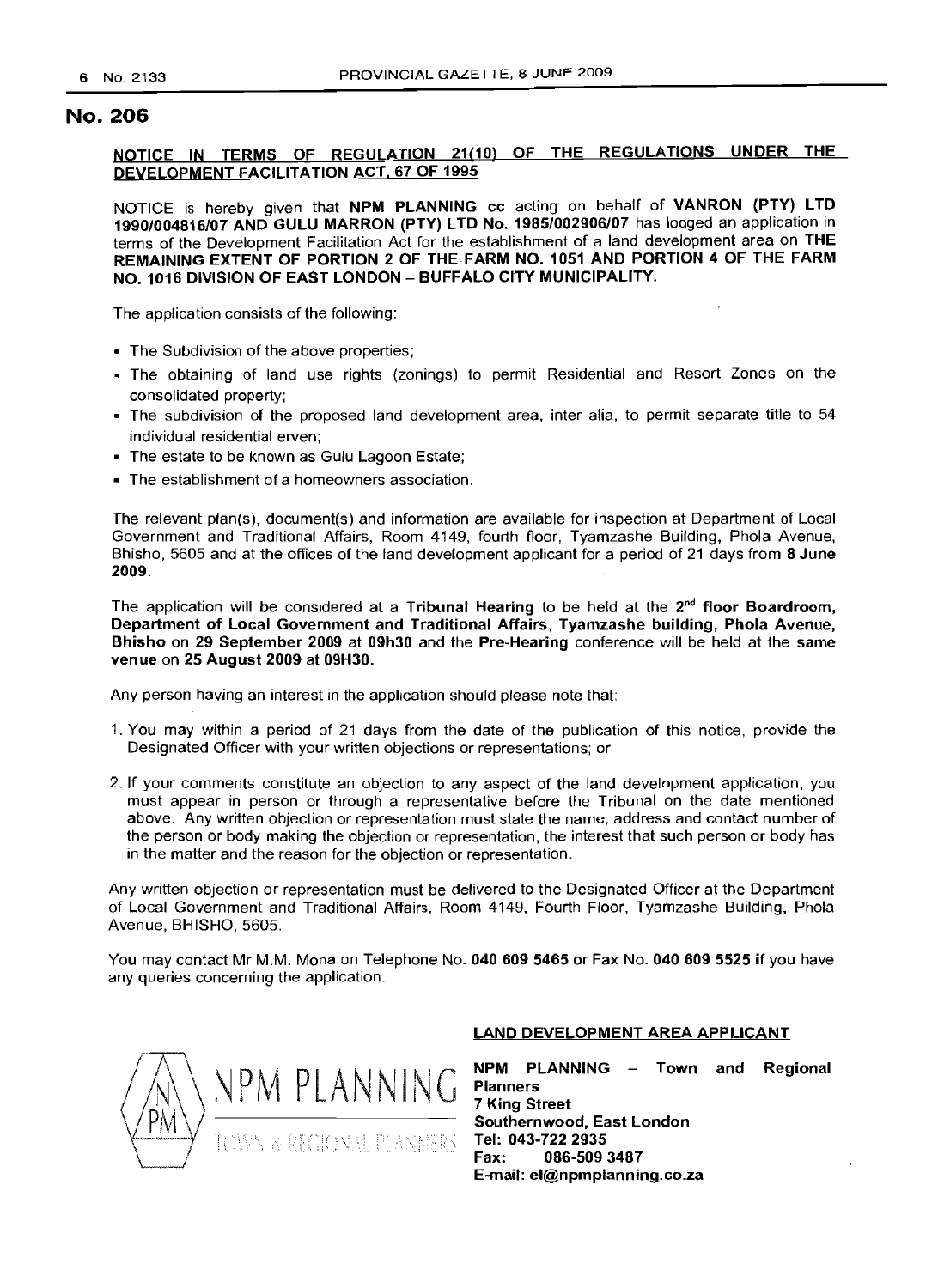# No. 206

**NOTICE IN TERMS OF REGULATION 21(10) OF THE REGULATIONS UNDER THE DEVELOPMENT FACILITATION ACT, 67 OF 1995**

NOTICE is hereby given that **NPM PLANNING cc** acting on behalf of **VANRON (PTY) LTD 1990/004816/07 AND GULU MARRON (PTY) LTD No. 1985/002906/07** has lodged an application in terms of the Development Facilitation Act for the establishment of a land development area on **THE REMAINING EXTENT OF PORTION 2 OF THE FARM NO. 1051 AND PORTION 4 OF THE FARM NO. 1016 DIVISION OF EAST LONDON – BUFFALO CITY MUNICIPALITY.**

The application consists of the following:

- The Subdivision of the above properties;
- The obtaining of land use rights (zonings) to permit Residential and Resort Zones on the consolidated property;
- The subdivision of the proposed land development area, inter alia, to permit separate title to 54 individual residential erven;
- The estate to be known as Gulu Lagoon Estate;
- The establishment of a homeowners association.

The relevant plan(s), document(s) and information are available for inspection at Department of Local Government and Traditional Affairs, Room 4149, fourth floor, Tyamzashe Building, Phola Avenue, Bhisho, 5605 and at the offices of the land development applicant for a period of 21 days from **8 June 2009**.

The application will be considered at a **Tribunal Hearing** to be held at the **2nd floor Boardroom, Department of Local Government and Traditional Affairs, Tyamzashe building, Phola Avenue, Bhisho** on **29 September 2009** at **09h30** and the **Pre-Hearing** conference will be held at the **same venue** on **25 August 2009 at 09H30.**

Any person having an interest in the application should please note that:

1. You may within a period of 21 days from the date of the publication of this notice, provide the Designated Officer with your written objections or representations; or
2. If your comments constitute an objection to any aspect of the land development application, you must appear in person or through a representative before the Tribunal on the date mentioned above. Any written objection or representation must state the name, address and contact number of the person or body making the objection or representation, the interest that such person or body has in the matter and the reason for the objection or representation.

Any written objection or representation must be delivered to the Designated Officer at the Department of Local Government and Traditional Affairs, Room 4149, Fourth Floor, Tyamzashe Building, Phola Avenue, BHISHO, 5605.

You may contact Mr M.M. Mona on Telephone No. **040 609 5465** or Fax No. **040 609 5525** if you have any queries concerning the application.

NPM PLANNING
TOWN & REGIONAL PLANNERS

**LAND DEVELOPMENT AREA APPLICANT**

**NPM PLANNING – Town and Regional Planners**
**7 King Street**
**Southernwood, East London**
**Tel: 043-722 2935**
**Fax: 086-509 3487**
**E-mail: el@npmplanning.co.za**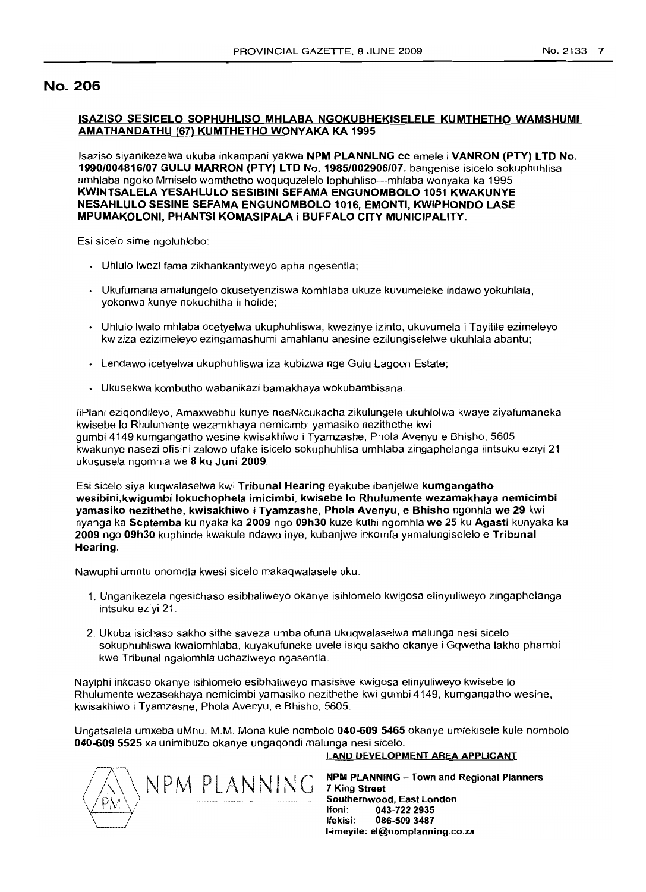## No. 206

**ISAZISO SESICELO SOPHUHLISO MHLABA NGOKUBHEKISELELE KUMTHETHO WAMSHUMI AMATHANDATHU (67) KUMTHETHO WONYAKA KA 1995**

Isaziso siyanikezelwa ukuba inkampani yakwa **NPM PLANNLNG cc** emele i **VANRON (PTY) LTD No. 1990/004816/07 GULU MARRON (PTY) LTD No. 1985/002906/07.** bangenise isicelo sokuphuhlisa umhlaba ngoko Mmiselo womthetho woququzelelo lophuhliso—mhlaba wonyaka ka 1995 **KWINTSALELA YESAHLULO SESIBINI SEFAMA ENGUNOMBOLO 1051 KWAKUNYE NESAHLULO SESINE SEFAMA ENGUNOMBOLO 1016, EMONTI, KWIPHONDO LASE MPUMAKOLONI, PHANTSI KOMASIPALA i BUFFALO CITY MUNICIPALITY.**

Esi sicelo sime ngoluhlobo:

- Uhlulo lwezi fama zikhankantyiweyo apha ngesentla;
- Ukufumana amalungelo okusetyenziswa komhlaba ukuze kuvumeleke indawo yokuhlala, yokonwa kunye nokuchitha ii holide;
- Uhlulo lwalo mhlaba ocetyelwa ukuphuhliswa, kwezinye izinto, ukuvumela i Tayitile ezimeleyo kwiziza ezizimeleyo ezingamashumi amahlanu anesine ezilungiselelwe ukuhlala abantu;
- Lendawo icetyelwa ukuphuhliswa iza kubizwa nge Gulu Lagoon Estate;
- Ukusekwa kombutho wabanikazi bamakhaya wokubambisana.

IiPlani eziqondileyo, Amaxwebhu kunye neeNkcukacha zikulungele ukuhlolwa kwaye ziyafumaneka kwisebe lo Rhulumente wezamkhaya nemicimbi yamasiko nezithethe kwi gumbi 4149 kumgangatho wesine kwisakhiwo i Tyamzashe, Phola Avenyu e Bhisho, 5605 kwakunye nasezi ofisini zalowo ufake isicelo sokuphuhlisa umhlaba zingaphelanga iintsuku eziyi 21 ukususela ngomhla we **8 ku Juni 2009**.

Esi sicelo siya kuqwalaselwa kwi **Tribunal Hearing** eyakube ibanjelwe **kumgangatho wesibini,kwigumbi lokuchophela imicimbi, kwisebe lo Rhulumente wezamakhaya nemicimbi yamasiko nezithethe, kwisakhiwo i Tyamzashe, Phola Avenyu, e Bhisho** ngonhla **we 29** kwi nyanga ka **Septemba** ku nyaka ka **2009** ngo **09h30** kuze kuthi ngomhla **we 25** ku **Agasti** kunyaka ka **2009** ngo **09h30** kuphinde kwakule ndawo inye, kubanjwe inkomfa yamalungiselelo e **Tribunal Hearing.**

Nawuphi umntu onomdla kwesi sicelo makaqwalasele oku:

1. Unganikezela ngesichaso esibhaliweyo okanye isihlomelo kwigosa elinyuliweyo zingaphelanga intsuku eziyi 21.
2. Ukuba isichaso sakho sithe saveza umba ofuna ukuqwalaselwa malunga nesi sicelo sokuphuhliswa kwalomhlaba, kuyakufuneke uvele isiqu sakho okanye i Gqwetha lakho phambi kwe Tribunal ngalomhla uchaziweyo ngasentla.

Nayiphi inkcaso okanye isihlomelo esibhaliweyo masisiwe kwigosa elinyuliweyo kwisebe lo Rhulumente wezasekhaya nemicimbi yamasiko nezithethe kwi gumbi 4149, kumgangatho wesine, kwisakhiwo i Tyamzashe, Phola Avenyu, e Bhisho, 5605.

Ungatsalela umxeba uMnu. M.M. Mona kule nombolo **040-609 5465** okanye umfekisele kule nombolo **040-609 5525** xa unimibuzo okanye ungaqondi malunga nesi sicelo.

**LAND DEVELOPMENT AREA APPLICANT**

NPM PLANNING

**NPM PLANNING – Town and Regional Planners**
**7 King Street**
**Southernwood, East London**
**Ifoni: 043-722 2935**
**Ifekisi: 086-509 3487**
**I-imeyile: el@npmplanning.co.za**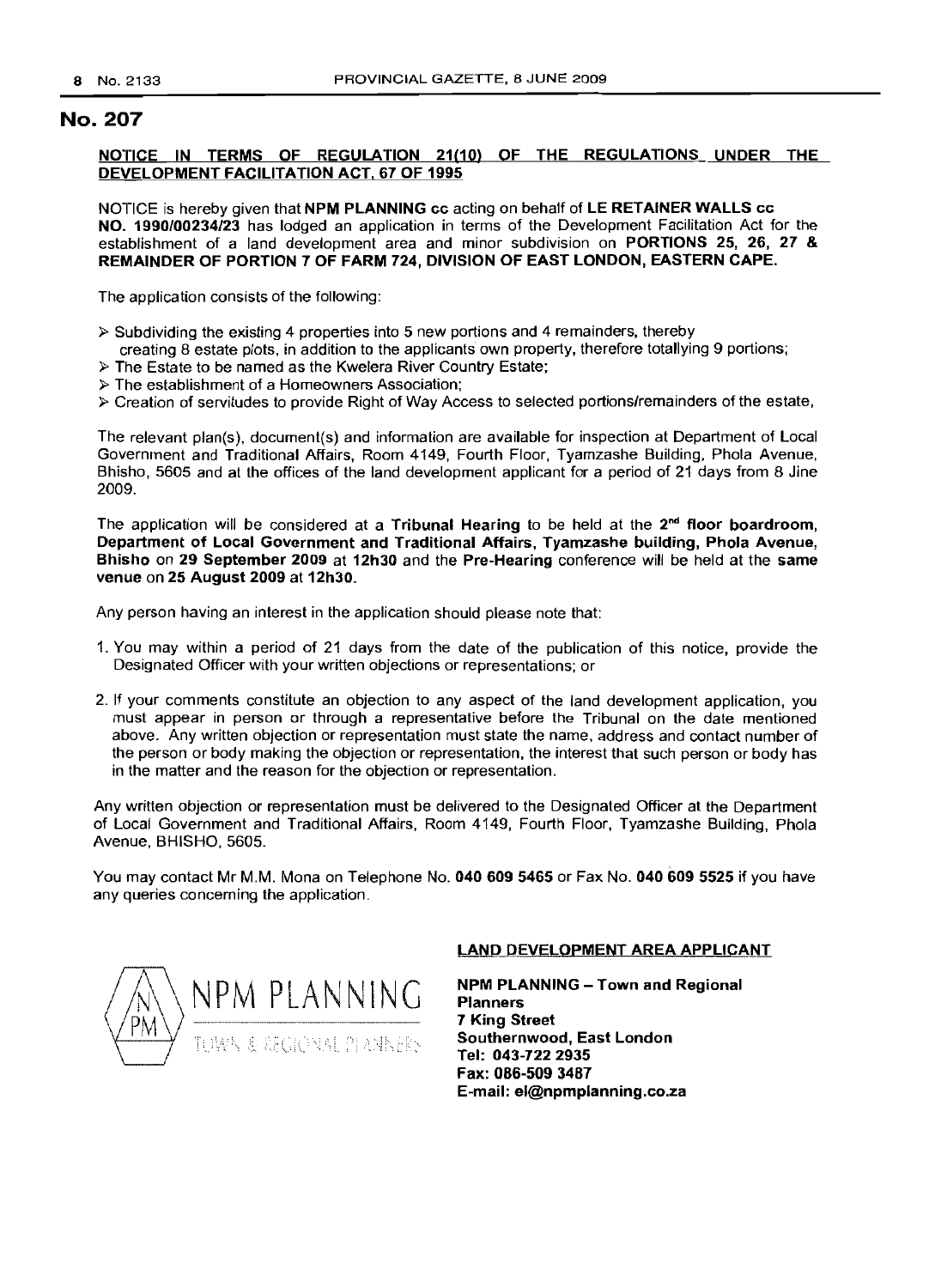## No. 207

**NOTICE IN TERMS OF REGULATION 21(10) OF THE REGULATIONS UNDER THE DEVELOPMENT FACILITATION ACT, 67 OF 1995**

NOTICE is hereby given that **NPM PLANNING cc** acting on behalf of **LE RETAINER WALLS cc NO. 1990/00234/23** has lodged an application in terms of the Development Facilitation Act for the establishment of a land development area and minor subdivision on **PORTIONS 25, 26, 27 & REMAINDER OF PORTION 7 OF FARM 724, DIVISION OF EAST LONDON, EASTERN CAPE.**

The application consists of the following:

- Subdividing the existing 4 properties into 5 new portions and 4 remainders, thereby creating 8 estate plots, in addition to the applicants own property, therefore totallying 9 portions;
- The Estate to be named as the Kwelera River Country Estate;
- The establishment of a Homeowners Association;
- Creation of servitudes to provide Right of Way Access to selected portions/remainders of the estate,

The relevant plan(s), document(s) and information are available for inspection at Department of Local Government and Traditional Affairs, Room 4149, Fourth Floor, Tyamzashe Building, Phola Avenue, Bhisho, 5605 and at the offices of the land development applicant for a period of 21 days from 8 Jine 2009.

The application will be considered at a **Tribunal Hearing** to be held at the **2nd floor boardroom, Department of Local Government and Traditional Affairs, Tyamzashe building, Phola Avenue, Bhisho** on **29 September 2009** at **12h30** and the **Pre-Hearing** conference will be held at the **same venue** on **25 August 2009** at **12h30.**

Any person having an interest in the application should please note that:

1. You may within a period of 21 days from the date of the publication of this notice, provide the Designated Officer with your written objections or representations; or
2. If your comments constitute an objection to any aspect of the land development application, you must appear in person or through a representative before the Tribunal on the date mentioned above. Any written objection or representation must state the name, address and contact number of the person or body making the objection or representation, the interest that such person or body has in the matter and the reason for the objection or representation.

Any written objection or representation must be delivered to the Designated Officer at the Department of Local Government and Traditional Affairs, Room 4149, Fourth Floor, Tyamzashe Building, Phola Avenue, BHISHO, 5605.

You may contact Mr M.M. Mona on Telephone No. **040 609 5465** or Fax No. **040 609 5525** if you have any queries concerning the application.

NPM PLANNING
TOWN & REGIONAL PLANNERS

**LAND DEVELOPMENT AREA APPLICANT**

**NPM PLANNING – Town and Regional Planners**
**7 King Street**
**Southernwood, East London**
**Tel: 043-722 2935**
**Fax: 086-509 3487**
**E-mail: el@npmplanning.co.za**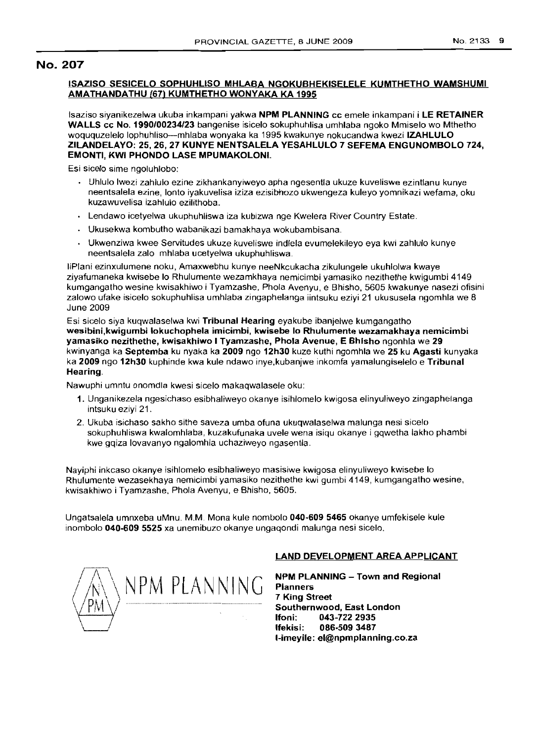# No. 207

**ISAZISO SESICELO SOPHUHLISO MHLABA NGOKUBHEKISELELE KUMTHETHO WAMSHUMI AMATHANDATHU (67) KUMTHETHO WONYAKA KA 1995**

Isaziso siyanikezelwa ukuba inkampani yakwa **NPM PLANNING cc** emele inkampani i **LE RETAINER WALLS cc No. 1990/00234/23** bangenise isicelo sokuphuhlisa umhlaba ngoko Mmiselo wo Mthetho woququzelelo lophuhliso—mhlaba wonyaka ka 1995 kwakunye nokucandwa kwezi **IZAHLULO ZILANDELAYO: 25, 26, 27 KUNYE NENTSALELA YESAHLULO 7 SEFEMA ENGUNOMBOLO 724, EMONTI, KWI PHONDO LASE MPUMAKOLONI.**

Esi sicelo sime ngoluhlobo:

- Uhlulo lwezi zahlulo ezine zikhankanyiweyo apha ngesentla ukuze kuveliswe ezintlanu kunye neentsalela ezine, lonto iyakuvelisa iziza ezisibhozo ukwengeza kuleyo yomnikazi wefama, oku kuzawuvelisa izahlulo ezilithoba.
- Lendawo icetyelwa ukuphuhliswa iza kubizwa nge Kwelera River Country Estate.
- Ukusekwa kombutho wabanikazi bamakhaya wokubambisana.
- Ukwenziwa kwee Servitudes ukuze kuveliswe indlela evumelekileyo eya kwi zahlulo kunye neentsalela zalo mhlaba ucetyelwa ukuphuhliswa.

IiPlani ezinxulumene noku, Amaxwebhu kunye neeNkcukacha zikulungele ukuhlolwa kwaye ziyafumaneka kwisebe lo Rhulumente wezamkhaya nemicimbi yamasiko nezithethe kwigumbi 4149 kumgangatho wesine kwisakhiwo i Tyamzashe, Phola Avenyu, e Bhisho, 5605 kwakunye nasezi ofisini zalowo ufake isicelo sokuphuhlisa umhlaba zingaphelanga iintsuku eziyi 21 ukususela ngomhla we 8 June 2009

Esi sicelo siya kuqwalaselwa kwi **Tribunal Hearing** eyakube ibanjelwe kumgangatho **wesibini,kwigumbi lokuchophela imicimbi, kwisebe lo Rhulumente wezamakhaya nemicimbi yamasiko nezithethe, kwisakhiwo I Tyamzashe, Phola Avenue, E Bhisho** ngonhla we **29** kwinyanga ka **Septemba** ku nyaka ka **2009** ngo **12h30** kuze kuthi ngomhla we **25** ku **Agasti** kunyaka ka **2009** ngo **12h30** kuphinde kwa kule ndawo inye,kubanjwe inkomfa yamalungiselelo e **Tribunal Hearing**.

Nawuphi umntu onomdla kwesi sicelo makaqwalasele oku:

1. Unganikezela ngesichaso esibhaliweyo okanye isihlomelo kwigosa elinyuliweyo zingaphelanga intsuku eziyi 21.
2. Ukuba isichaso sakho sithe saveza umba ofuna ukuqwalaselwa malunga nesi sicelo sokuphuhliswa kwalomhlaba, kuzakufunaka uvele wena isiqu okanye i gqwetha lakho phambi kwe gqiza lovavanyo ngalomhla uchaziweyo ngasentla.

Nayiphi inkcaso okanye isihlomelo esibhaliweyo masisiwe kwigosa elinyuliweyo kwisebe lo Rhulumente wezasekhaya nemicimbi yamasiko nezithethe kwi gumbi 4149, kumgangatho wesine, kwisakhiwo i Tyamzashe, Phola Avenyu, e Bhisho, 5605.

Ungatsalela umnxeba uMnu. M.M. Mona kule nombolo **040-609 5465** okanye umfekisele kule inombolo **040-609 5525** xa unemibuzo okanye ungaqondi malunga nesi sicelo.

NPM PLANNING

**LAND DEVELOPMENT AREA APPLICANT**

**NPM PLANNING – Town and Regional Planners**
**7 King Street**
**Southernwood, East London**
**Ifoni: 043-722 2935**
**Ifekisi: 086-509 3487**
**I-imeyile: el@npmplanning.co.za**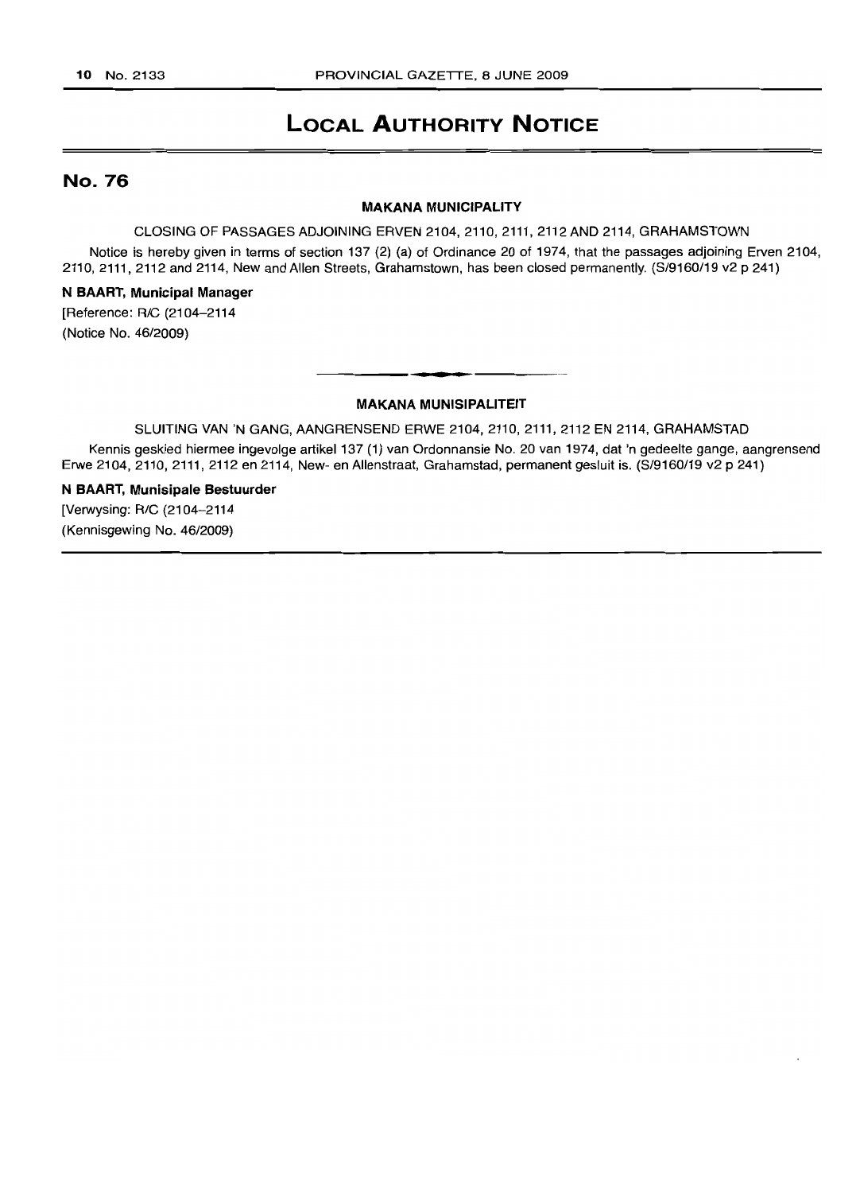# LOCAL AUTHORITY NOTICE

## No. 76

**MAKANA MUNICIPALITY**

CLOSING OF PASSAGES ADJOINING ERVEN 2104, 2110, 2111, 2112 AND 2114, GRAHAMSTOWN

Notice is hereby given in terms of section 137 (2) (a) of Ordinance 20 of 1974, that the passages adjoining Erven 2104, 2110, 2111, 2112 and 2114, New and Allen Streets, Grahamstown, has been closed permanently. (S/9160/19 v2 p 241)

**N BAART, Municipal Manager**

[Reference: R/C (2104–2114

(Notice No. 46/2009)

---

**MAKANA MUNISIPALITEIT**

SLUITING VAN 'N GANG, AANGRENSEND ERWE 2104, 2110, 2111, 2112 EN 2114, GRAHAMSTAD

Kennis geskied hiermee ingevolge artikel 137 (1) van Ordonnansie No. 20 van 1974, dat 'n gedeelte gange, aangrensend Erwe 2104, 2110, 2111, 2112 en 2114, New- en Allenstraat, Grahamstad, permanent gesluit is. (S/9160/19 v2 p 241)

**N BAART, Munisipale Bestuurder**

[Verwysing: R/C (2104–2114

(Kennisgewing No. 46/2009)